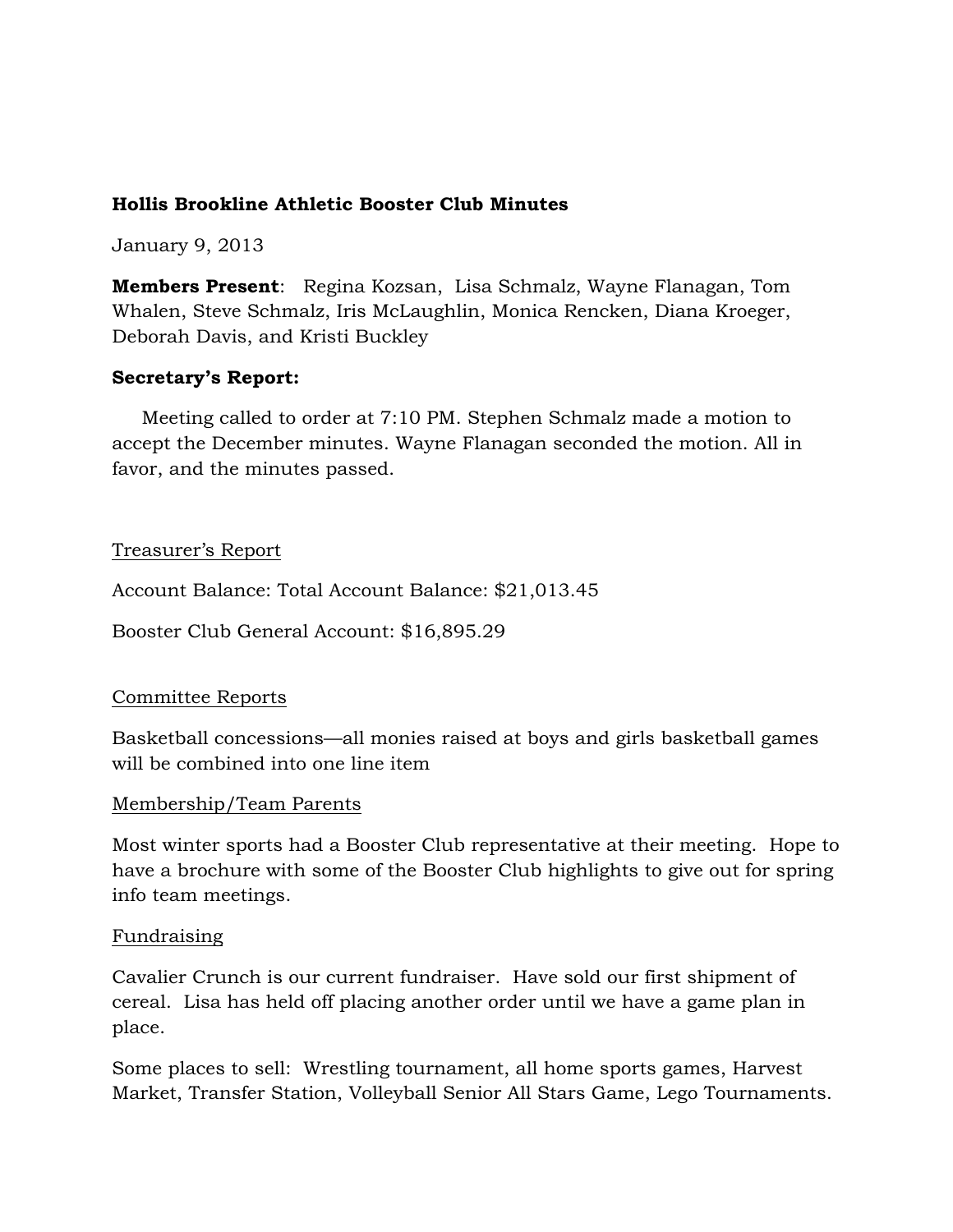**Hollis Brookline Athletic Booster Club Minutes**

January 9, 2013

**Members Present**: Regina Kozsan, Lisa Schmalz, Wayne Flanagan, Tom Whalen, Steve Schmalz, Iris McLaughlin, Monica Rencken, Diana Kroeger, Deborah Davis, and Kristi Buckley

**Secretary's Report:**

Meeting called to order at 7:10 PM. Stephen Schmalz made a motion to accept the December minutes. Wayne Flanagan seconded the motion. All in favor, and the minutes passed.

<u>Treasurer's Report</u>

Account Balance: Total Account Balance: $21,013.45

Booster Club General Account: $16,895.29

<u>Committee Reports</u>

Basketball concessions—all monies raised at boys and girls basketball games will be combined into one line item

<u>Membership/Team Parents</u>

Most winter sports had a Booster Club representative at their meeting. Hope to have a brochure with some of the Booster Club highlights to give out for spring info team meetings.

<u>Fundraising</u>

Cavalier Crunch is our current fundraiser. Have sold our first shipment of cereal. Lisa has held off placing another order until we have a game plan in place.

Some places to sell: Wrestling tournament, all home sports games, Harvest Market, Transfer Station, Volleyball Senior All Stars Game, Lego Tournaments.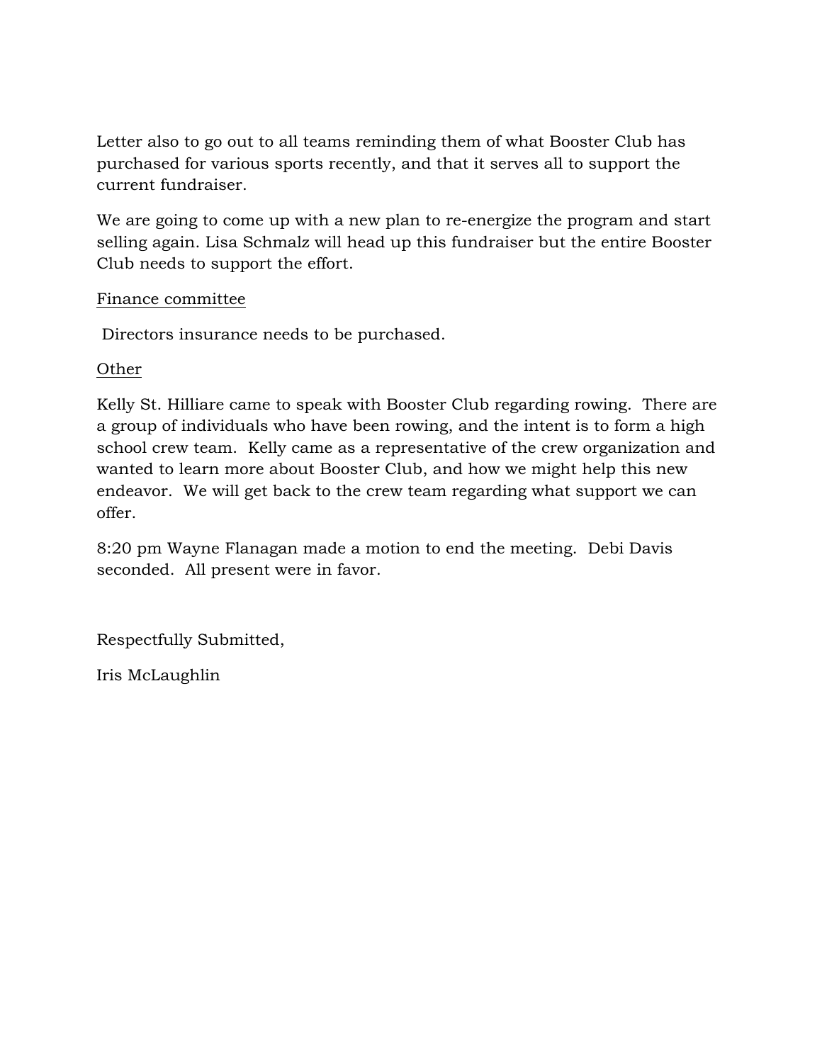Letter also to go out to all teams reminding them of what Booster Club has purchased for various sports recently, and that it serves all to support the current fundraiser.

We are going to come up with a new plan to re-energize the program and start selling again. Lisa Schmalz will head up this fundraiser but the entire Booster Club needs to support the effort.

<u>Finance committee</u>

Directors insurance needs to be purchased.

<u>Other</u>

Kelly St. Hilliare came to speak with Booster Club regarding rowing. There are a group of individuals who have been rowing, and the intent is to form a high school crew team. Kelly came as a representative of the crew organization and wanted to learn more about Booster Club, and how we might help this new endeavor. We will get back to the crew team regarding what support we can offer.

8:20 pm Wayne Flanagan made a motion to end the meeting. Debi Davis seconded. All present were in favor.

Respectfully Submitted,

Iris McLaughlin